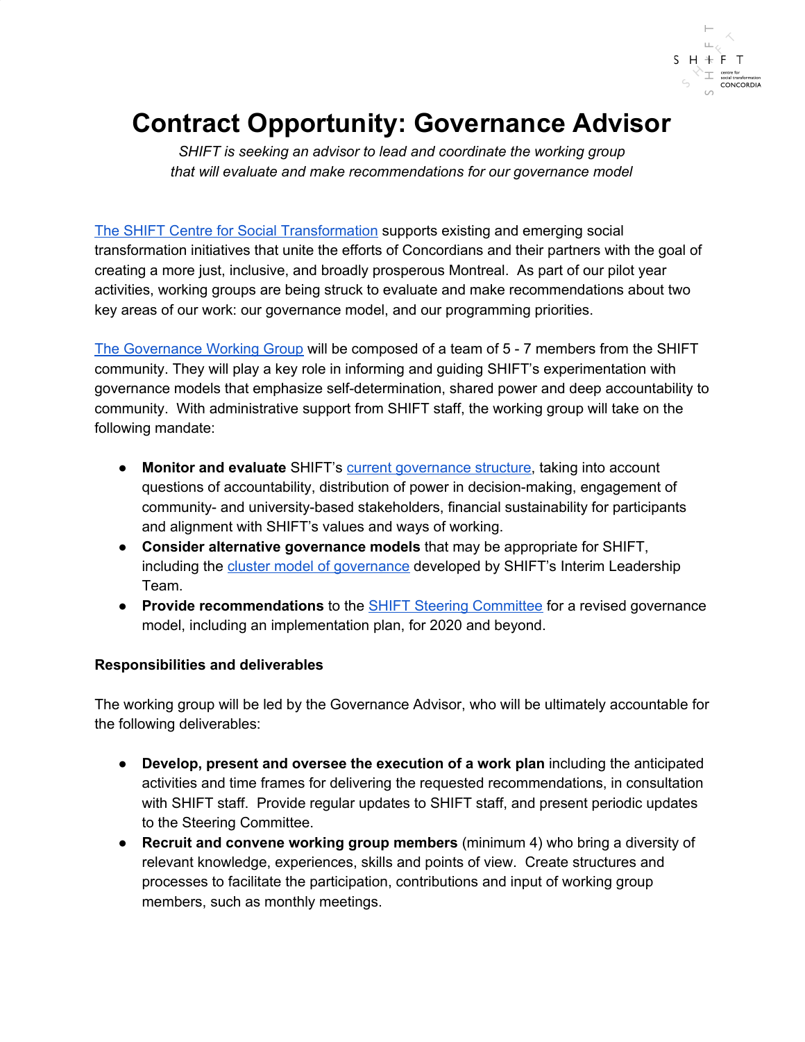# Contract Opportunity: Governance Advisor

*SHIFT is seeking an advisor to lead and coordinate the working group that will evaluate and make recommendations for our governance model*

The SHIFT Centre for Social Transformation supports existing and emerging social transformation initiatives that unite the efforts of Concordians and their partners with the goal of creating a more just, inclusive, and broadly prosperous Montreal. As part of our pilot year activities, working groups are being struck to evaluate and make recommendations about two key areas of our work: our governance model, and our programming priorities.

The Governance Working Group will be composed of a team of 5 - 7 members from the SHIFT community. They will play a key role in informing and guiding SHIFT's experimentation with governance models that emphasize self-determination, shared power and deep accountability to community. With administrative support from SHIFT staff, the working group will take on the following mandate:

- **Monitor and evaluate** SHIFT's current governance structure, taking into account questions of accountability, distribution of power in decision-making, engagement of community- and university-based stakeholders, financial sustainability for participants and alignment with SHIFT's values and ways of working.
- **Consider alternative governance models** that may be appropriate for SHIFT, including the cluster model of governance developed by SHIFT's Interim Leadership Team.
- **Provide recommendations** to the SHIFT Steering Committee for a revised governance model, including an implementation plan, for 2020 and beyond.

**Responsibilities and deliverables**

The working group will be led by the Governance Advisor, who will be ultimately accountable for the following deliverables:

- **Develop, present and oversee the execution of a work plan** including the anticipated activities and time frames for delivering the requested recommendations, in consultation with SHIFT staff. Provide regular updates to SHIFT staff, and present periodic updates to the Steering Committee.
- **Recruit and convene working group members** (minimum 4) who bring a diversity of relevant knowledge, experiences, skills and points of view. Create structures and processes to facilitate the participation, contributions and input of working group members, such as monthly meetings.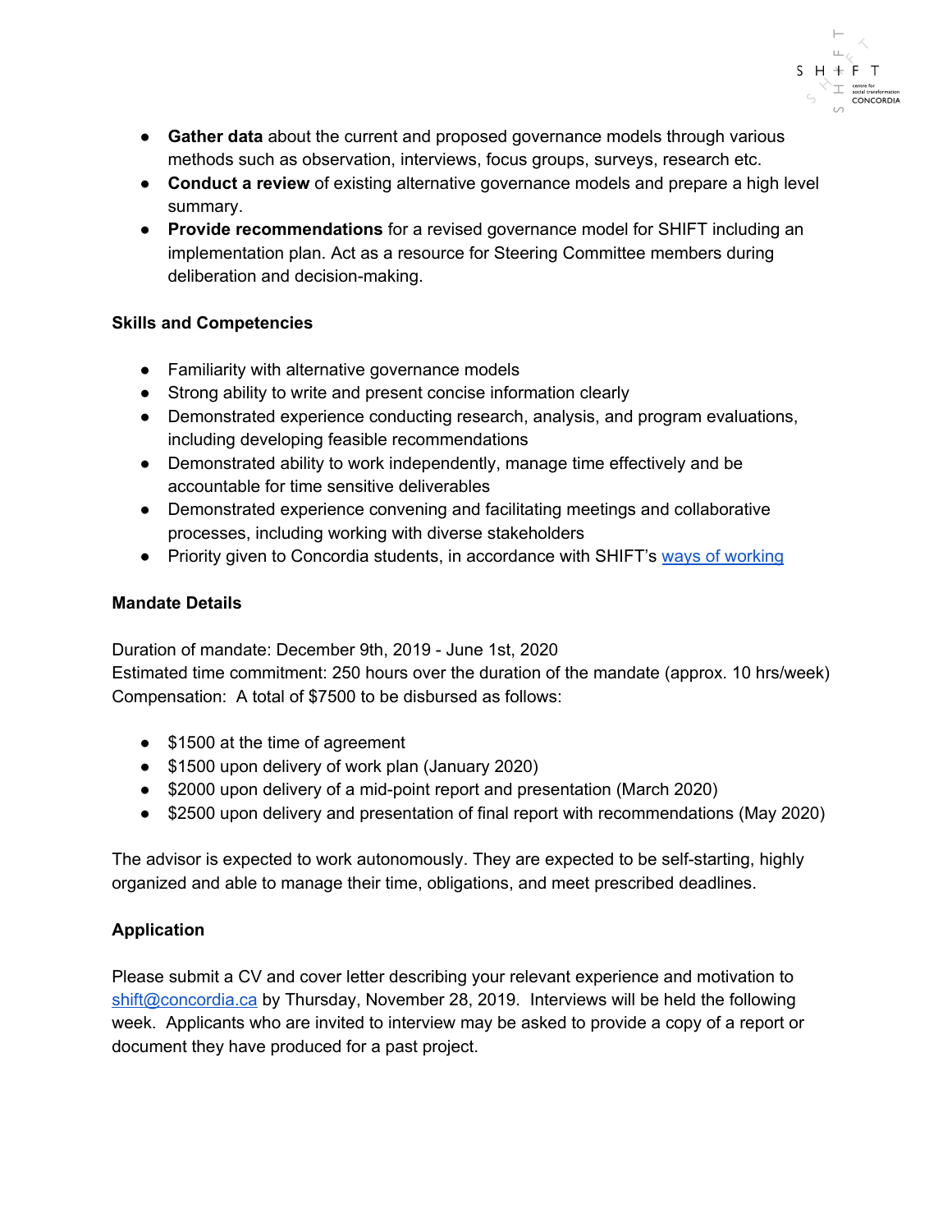- **Gather data** about the current and proposed governance models through various methods such as observation, interviews, focus groups, surveys, research etc.
- **Conduct a review** of existing alternative governance models and prepare a high level summary.
- **Provide recommendations** for a revised governance model for SHIFT including an implementation plan. Act as a resource for Steering Committee members during deliberation and decision-making.

**Skills and Competencies**

- Familiarity with alternative governance models
- Strong ability to write and present concise information clearly
- Demonstrated experience conducting research, analysis, and program evaluations, including developing feasible recommendations
- Demonstrated ability to work independently, manage time effectively and be accountable for time sensitive deliverables
- Demonstrated experience convening and facilitating meetings and collaborative processes, including working with diverse stakeholders
- Priority given to Concordia students, in accordance with SHIFT's ways of working

**Mandate Details**

Duration of mandate: December 9th, 2019 - June 1st, 2020
Estimated time commitment: 250 hours over the duration of the mandate (approx. 10 hrs/week)
Compensation: A total of $7500 to be disbursed as follows:

- $1500 at the time of agreement
- $1500 upon delivery of work plan (January 2020)
- $2000 upon delivery of a mid-point report and presentation (March 2020)
- $2500 upon delivery and presentation of final report with recommendations (May 2020)

The advisor is expected to work autonomously. They are expected to be self-starting, highly organized and able to manage their time, obligations, and meet prescribed deadlines.

**Application**

Please submit a CV and cover letter describing your relevant experience and motivation to shift@concordia.ca by Thursday, November 28, 2019. Interviews will be held the following week. Applicants who are invited to interview may be asked to provide a copy of a report or document they have produced for a past project.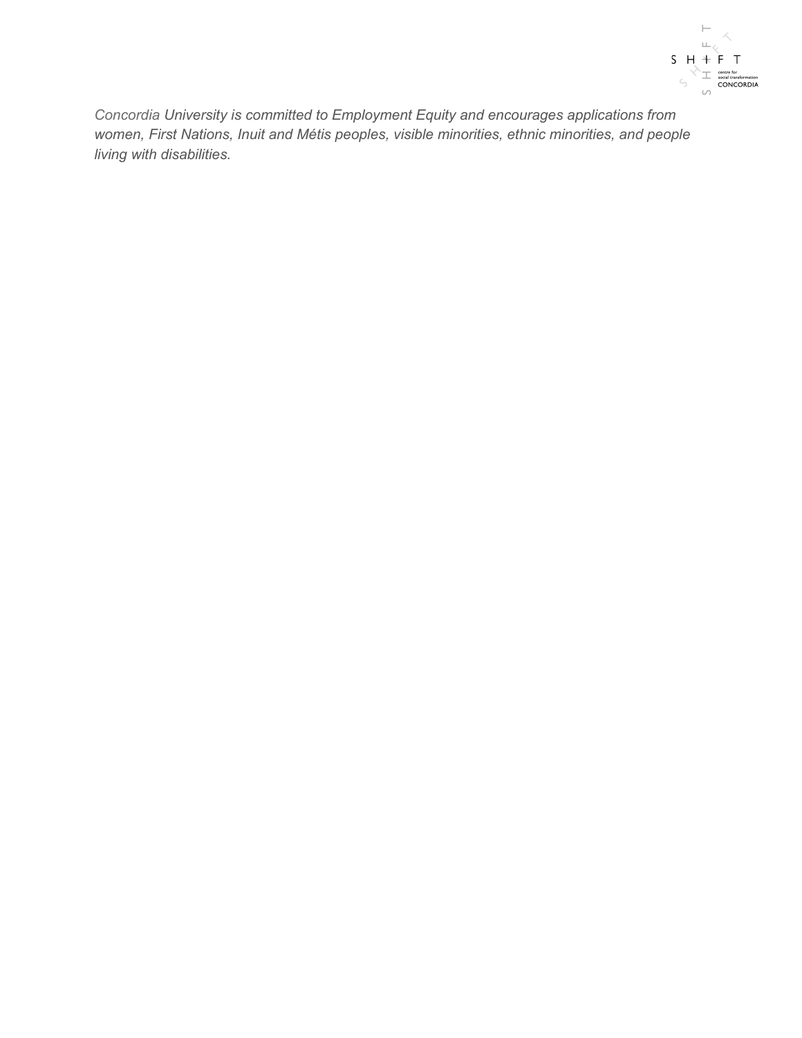*Concordia University is committed to Employment Equity and encourages applications from women, First Nations, Inuit and Métis peoples, visible minorities, ethnic minorities, and people living with disabilities.*